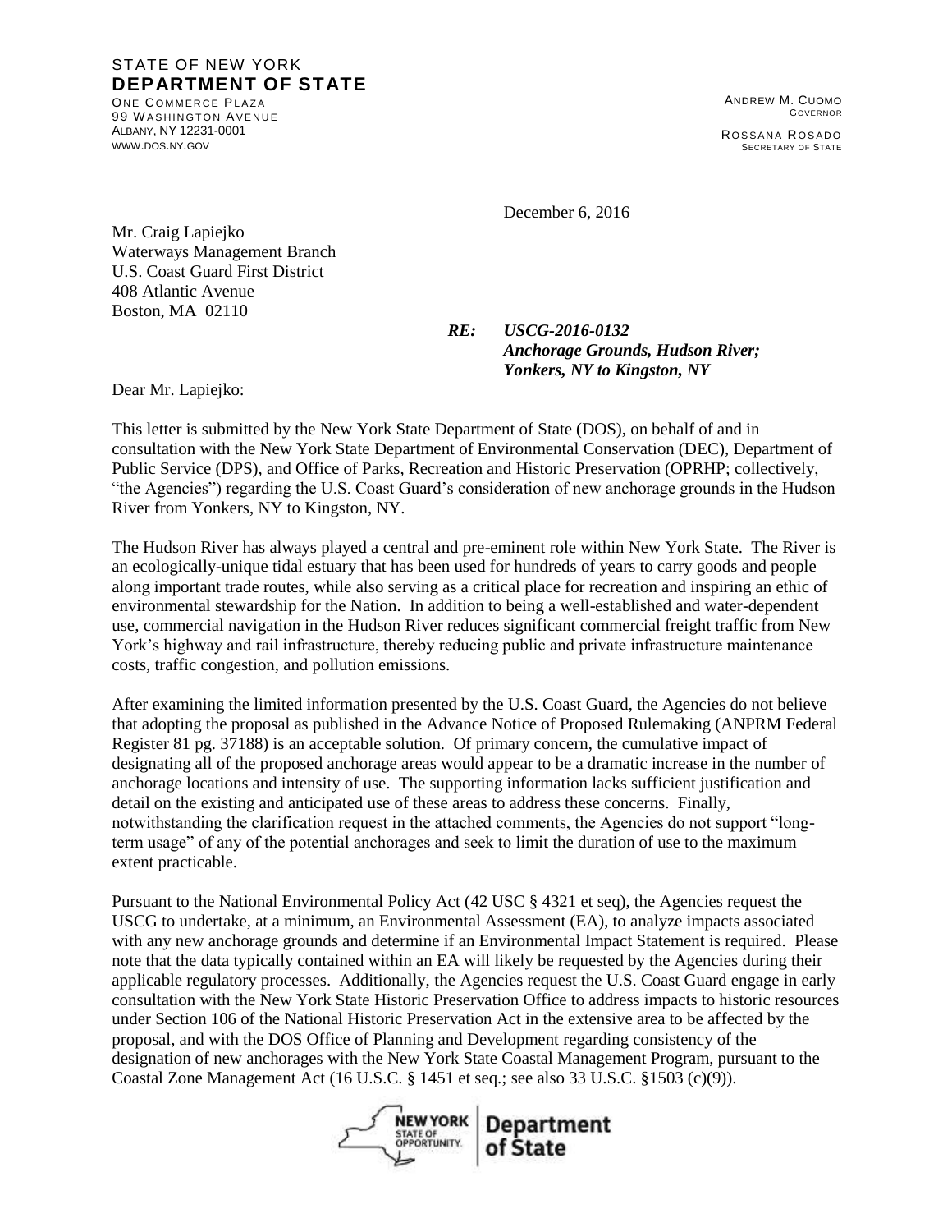STATE OF NEW YORK
**DEPARTMENT OF STATE**
ONE COMMERCE PLAZA
99 WASHINGTON AVENUE
ALBANY, NY 12231-0001
WWW.DOS.NY.GOV

ANDREW M. CUOMO
GOVERNOR

ROSSANA ROSADO
SECRETARY OF STATE

December 6, 2016

Mr. Craig Lapiejko
Waterways Management Branch
U.S. Coast Guard First District
408 Atlantic Avenue
Boston, MA 02110

***RE: USCG-2016-0132***
***Anchorage Grounds, Hudson River;***
***Yonkers, NY to Kingston, NY***

Dear Mr. Lapiejko:

This letter is submitted by the New York State Department of State (DOS), on behalf of and in consultation with the New York State Department of Environmental Conservation (DEC), Department of Public Service (DPS), and Office of Parks, Recreation and Historic Preservation (OPRHP; collectively, "the Agencies") regarding the U.S. Coast Guard's consideration of new anchorage grounds in the Hudson River from Yonkers, NY to Kingston, NY.

The Hudson River has always played a central and pre-eminent role within New York State. The River is an ecologically-unique tidal estuary that has been used for hundreds of years to carry goods and people along important trade routes, while also serving as a critical place for recreation and inspiring an ethic of environmental stewardship for the Nation. In addition to being a well-established and water-dependent use, commercial navigation in the Hudson River reduces significant commercial freight traffic from New York's highway and rail infrastructure, thereby reducing public and private infrastructure maintenance costs, traffic congestion, and pollution emissions.

After examining the limited information presented by the U.S. Coast Guard, the Agencies do not believe that adopting the proposal as published in the Advance Notice of Proposed Rulemaking (ANPRM Federal Register 81 pg. 37188) is an acceptable solution. Of primary concern, the cumulative impact of designating all of the proposed anchorage areas would appear to be a dramatic increase in the number of anchorage locations and intensity of use. The supporting information lacks sufficient justification and detail on the existing and anticipated use of these areas to address these concerns. Finally, notwithstanding the clarification request in the attached comments, the Agencies do not support "long-term usage" of any of the potential anchorages and seek to limit the duration of use to the maximum extent practicable.

Pursuant to the National Environmental Policy Act (42 USC § 4321 et seq), the Agencies request the USCG to undertake, at a minimum, an Environmental Assessment (EA), to analyze impacts associated with any new anchorage grounds and determine if an Environmental Impact Statement is required. Please note that the data typically contained within an EA will likely be requested by the Agencies during their applicable regulatory processes. Additionally, the Agencies request the U.S. Coast Guard engage in early consultation with the New York State Historic Preservation Office to address impacts to historic resources under Section 106 of the National Historic Preservation Act in the extensive area to be affected by the proposal, and with the DOS Office of Planning and Development regarding consistency of the designation of new anchorages with the New York State Coastal Management Program, pursuant to the Coastal Zone Management Act (16 U.S.C. § 1451 et seq.; see also 33 U.S.C. §1503 (c)(9)).

NEW YORK STATE OF OPPORTUNITY. | Department of State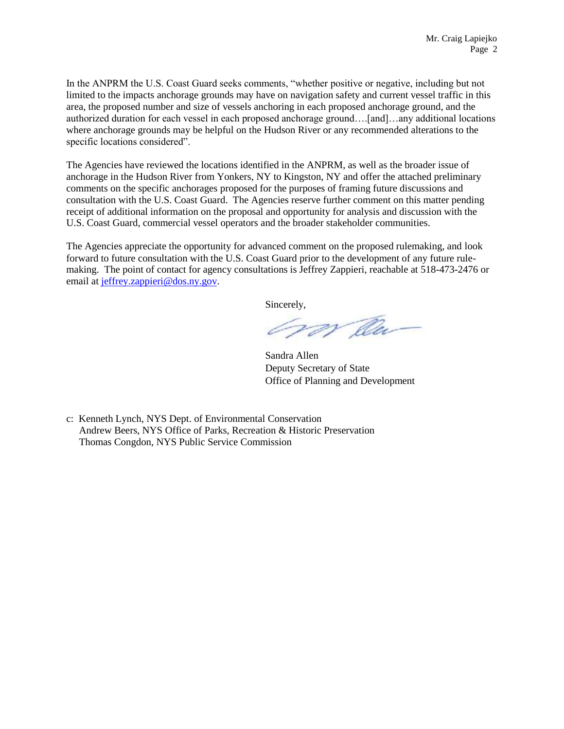In the ANPRM the U.S. Coast Guard seeks comments, "whether positive or negative, including but not limited to the impacts anchorage grounds may have on navigation safety and current vessel traffic in this area, the proposed number and size of vessels anchoring in each proposed anchorage ground, and the authorized duration for each vessel in each proposed anchorage ground….[and]…any additional locations where anchorage grounds may be helpful on the Hudson River or any recommended alterations to the specific locations considered".

The Agencies have reviewed the locations identified in the ANPRM, as well as the broader issue of anchorage in the Hudson River from Yonkers, NY to Kingston, NY and offer the attached preliminary comments on the specific anchorages proposed for the purposes of framing future discussions and consultation with the U.S. Coast Guard. The Agencies reserve further comment on this matter pending receipt of additional information on the proposal and opportunity for analysis and discussion with the U.S. Coast Guard, commercial vessel operators and the broader stakeholder communities.

The Agencies appreciate the opportunity for advanced comment on the proposed rulemaking, and look forward to future consultation with the U.S. Coast Guard prior to the development of any future rule-making. The point of contact for agency consultations is Jeffrey Zappieri, reachable at 518-473-2476 or email at jeffrey.zappieri@dos.ny.gov.

Sincerely,

Sandra Allen
Deputy Secretary of State
Office of Planning and Development

c: Kenneth Lynch, NYS Dept. of Environmental Conservation
Andrew Beers, NYS Office of Parks, Recreation & Historic Preservation
Thomas Congdon, NYS Public Service Commission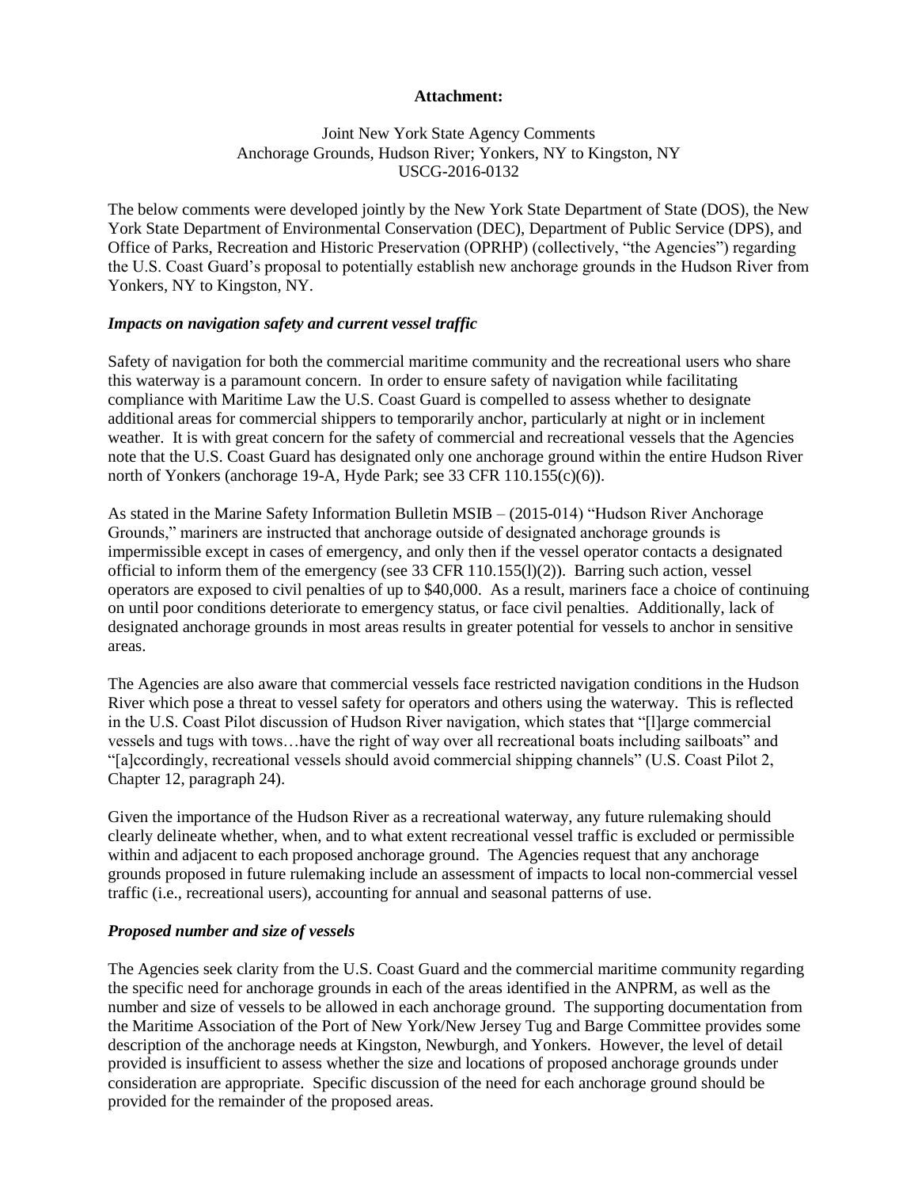**Attachment:**

Joint New York State Agency Comments
Anchorage Grounds, Hudson River; Yonkers, NY to Kingston, NY
USCG-2016-0132

The below comments were developed jointly by the New York State Department of State (DOS), the New York State Department of Environmental Conservation (DEC), Department of Public Service (DPS), and Office of Parks, Recreation and Historic Preservation (OPRHP) (collectively, "the Agencies") regarding the U.S. Coast Guard's proposal to potentially establish new anchorage grounds in the Hudson River from Yonkers, NY to Kingston, NY.

***Impacts on navigation safety and current vessel traffic***

Safety of navigation for both the commercial maritime community and the recreational users who share this waterway is a paramount concern. In order to ensure safety of navigation while facilitating compliance with Maritime Law the U.S. Coast Guard is compelled to assess whether to designate additional areas for commercial shippers to temporarily anchor, particularly at night or in inclement weather. It is with great concern for the safety of commercial and recreational vessels that the Agencies note that the U.S. Coast Guard has designated only one anchorage ground within the entire Hudson River north of Yonkers (anchorage 19-A, Hyde Park; see 33 CFR 110.155(c)(6)).

As stated in the Marine Safety Information Bulletin MSIB – (2015-014) "Hudson River Anchorage Grounds," mariners are instructed that anchorage outside of designated anchorage grounds is impermissible except in cases of emergency, and only then if the vessel operator contacts a designated official to inform them of the emergency (see 33 CFR 110.155(l)(2)). Barring such action, vessel operators are exposed to civil penalties of up to $40,000. As a result, mariners face a choice of continuing on until poor conditions deteriorate to emergency status, or face civil penalties. Additionally, lack of designated anchorage grounds in most areas results in greater potential for vessels to anchor in sensitive areas.

The Agencies are also aware that commercial vessels face restricted navigation conditions in the Hudson River which pose a threat to vessel safety for operators and others using the waterway. This is reflected in the U.S. Coast Pilot discussion of Hudson River navigation, which states that "[l]arge commercial vessels and tugs with tows…have the right of way over all recreational boats including sailboats" and "[a]ccordingly, recreational vessels should avoid commercial shipping channels" (U.S. Coast Pilot 2, Chapter 12, paragraph 24).

Given the importance of the Hudson River as a recreational waterway, any future rulemaking should clearly delineate whether, when, and to what extent recreational vessel traffic is excluded or permissible within and adjacent to each proposed anchorage ground. The Agencies request that any anchorage grounds proposed in future rulemaking include an assessment of impacts to local non-commercial vessel traffic (i.e., recreational users), accounting for annual and seasonal patterns of use.

***Proposed number and size of vessels***

The Agencies seek clarity from the U.S. Coast Guard and the commercial maritime community regarding the specific need for anchorage grounds in each of the areas identified in the ANPRM, as well as the number and size of vessels to be allowed in each anchorage ground. The supporting documentation from the Maritime Association of the Port of New York/New Jersey Tug and Barge Committee provides some description of the anchorage needs at Kingston, Newburgh, and Yonkers. However, the level of detail provided is insufficient to assess whether the size and locations of proposed anchorage grounds under consideration are appropriate. Specific discussion of the need for each anchorage ground should be provided for the remainder of the proposed areas.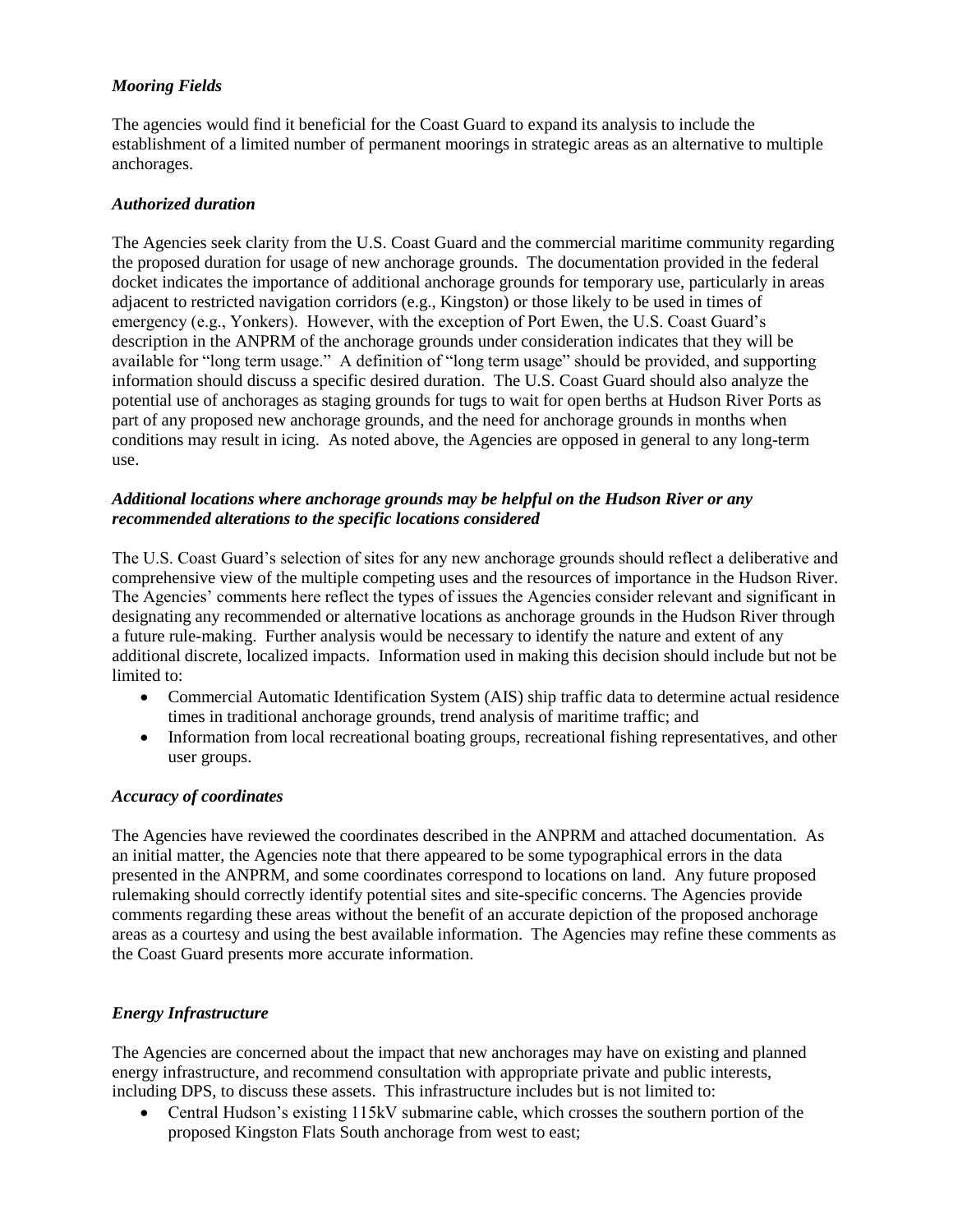### *Mooring Fields*

The agencies would find it beneficial for the Coast Guard to expand its analysis to include the establishment of a limited number of permanent moorings in strategic areas as an alternative to multiple anchorages.

### *Authorized duration*

The Agencies seek clarity from the U.S. Coast Guard and the commercial maritime community regarding the proposed duration for usage of new anchorage grounds. The documentation provided in the federal docket indicates the importance of additional anchorage grounds for temporary use, particularly in areas adjacent to restricted navigation corridors (e.g., Kingston) or those likely to be used in times of emergency (e.g., Yonkers). However, with the exception of Port Ewen, the U.S. Coast Guard's description in the ANPRM of the anchorage grounds under consideration indicates that they will be available for "long term usage." A definition of "long term usage" should be provided, and supporting information should discuss a specific desired duration. The U.S. Coast Guard should also analyze the potential use of anchorages as staging grounds for tugs to wait for open berths at Hudson River Ports as part of any proposed new anchorage grounds, and the need for anchorage grounds in months when conditions may result in icing. As noted above, the Agencies are opposed in general to any long-term use.

### *Additional locations where anchorage grounds may be helpful on the Hudson River or any recommended alterations to the specific locations considered*

The U.S. Coast Guard's selection of sites for any new anchorage grounds should reflect a deliberative and comprehensive view of the multiple competing uses and the resources of importance in the Hudson River. The Agencies' comments here reflect the types of issues the Agencies consider relevant and significant in designating any recommended or alternative locations as anchorage grounds in the Hudson River through a future rule-making. Further analysis would be necessary to identify the nature and extent of any additional discrete, localized impacts. Information used in making this decision should include but not be limited to:

- Commercial Automatic Identification System (AIS) ship traffic data to determine actual residence times in traditional anchorage grounds, trend analysis of maritime traffic; and
- Information from local recreational boating groups, recreational fishing representatives, and other user groups.

### *Accuracy of coordinates*

The Agencies have reviewed the coordinates described in the ANPRM and attached documentation. As an initial matter, the Agencies note that there appeared to be some typographical errors in the data presented in the ANPRM, and some coordinates correspond to locations on land. Any future proposed rulemaking should correctly identify potential sites and site-specific concerns. The Agencies provide comments regarding these areas without the benefit of an accurate depiction of the proposed anchorage areas as a courtesy and using the best available information. The Agencies may refine these comments as the Coast Guard presents more accurate information.

### *Energy Infrastructure*

The Agencies are concerned about the impact that new anchorages may have on existing and planned energy infrastructure, and recommend consultation with appropriate private and public interests, including DPS, to discuss these assets. This infrastructure includes but is not limited to:

- Central Hudson's existing 115kV submarine cable, which crosses the southern portion of the proposed Kingston Flats South anchorage from west to east;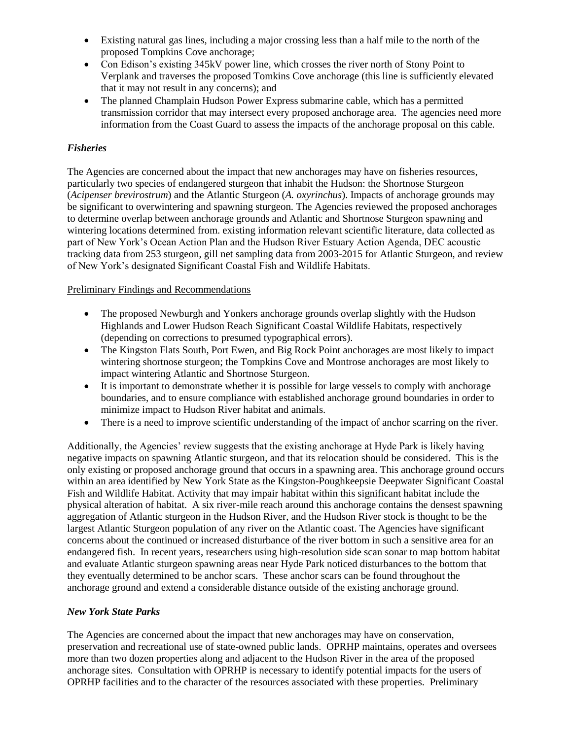- Existing natural gas lines, including a major crossing less than a half mile to the north of the proposed Tompkins Cove anchorage;
- Con Edison's existing 345kV power line, which crosses the river north of Stony Point to Verplank and traverses the proposed Tomkins Cove anchorage (this line is sufficiently elevated that it may not result in any concerns); and
- The planned Champlain Hudson Power Express submarine cable, which has a permitted transmission corridor that may intersect every proposed anchorage area. The agencies need more information from the Coast Guard to assess the impacts of the anchorage proposal on this cable.

### *Fisheries*

The Agencies are concerned about the impact that new anchorages may have on fisheries resources, particularly two species of endangered sturgeon that inhabit the Hudson: the Shortnose Sturgeon (*Acipenser brevirostrum*) and the Atlantic Sturgeon (*A. oxyrinchus*). Impacts of anchorage grounds may be significant to overwintering and spawning sturgeon. The Agencies reviewed the proposed anchorages to determine overlap between anchorage grounds and Atlantic and Shortnose Sturgeon spawning and wintering locations determined from. existing information relevant scientific literature, data collected as part of New York's Ocean Action Plan and the Hudson River Estuary Action Agenda, DEC acoustic tracking data from 253 sturgeon, gill net sampling data from 2003-2015 for Atlantic Sturgeon, and review of New York's designated Significant Coastal Fish and Wildlife Habitats.

<u>Preliminary Findings and Recommendations</u>

- The proposed Newburgh and Yonkers anchorage grounds overlap slightly with the Hudson Highlands and Lower Hudson Reach Significant Coastal Wildlife Habitats, respectively (depending on corrections to presumed typographical errors).
- The Kingston Flats South, Port Ewen, and Big Rock Point anchorages are most likely to impact wintering shortnose sturgeon; the Tompkins Cove and Montrose anchorages are most likely to impact wintering Atlantic and Shortnose Sturgeon.
- It is important to demonstrate whether it is possible for large vessels to comply with anchorage boundaries, and to ensure compliance with established anchorage ground boundaries in order to minimize impact to Hudson River habitat and animals.
- There is a need to improve scientific understanding of the impact of anchor scarring on the river.

Additionally, the Agencies' review suggests that the existing anchorage at Hyde Park is likely having negative impacts on spawning Atlantic sturgeon, and that its relocation should be considered. This is the only existing or proposed anchorage ground that occurs in a spawning area. This anchorage ground occurs within an area identified by New York State as the Kingston-Poughkeepsie Deepwater Significant Coastal Fish and Wildlife Habitat. Activity that may impair habitat within this significant habitat include the physical alteration of habitat. A six river-mile reach around this anchorage contains the densest spawning aggregation of Atlantic sturgeon in the Hudson River, and the Hudson River stock is thought to be the largest Atlantic Sturgeon population of any river on the Atlantic coast. The Agencies have significant concerns about the continued or increased disturbance of the river bottom in such a sensitive area for an endangered fish. In recent years, researchers using high-resolution side scan sonar to map bottom habitat and evaluate Atlantic sturgeon spawning areas near Hyde Park noticed disturbances to the bottom that they eventually determined to be anchor scars. These anchor scars can be found throughout the anchorage ground and extend a considerable distance outside of the existing anchorage ground.

### *New York State Parks*

The Agencies are concerned about the impact that new anchorages may have on conservation, preservation and recreational use of state-owned public lands. OPRHP maintains, operates and oversees more than two dozen properties along and adjacent to the Hudson River in the area of the proposed anchorage sites. Consultation with OPRHP is necessary to identify potential impacts for the users of OPRHP facilities and to the character of the resources associated with these properties. Preliminary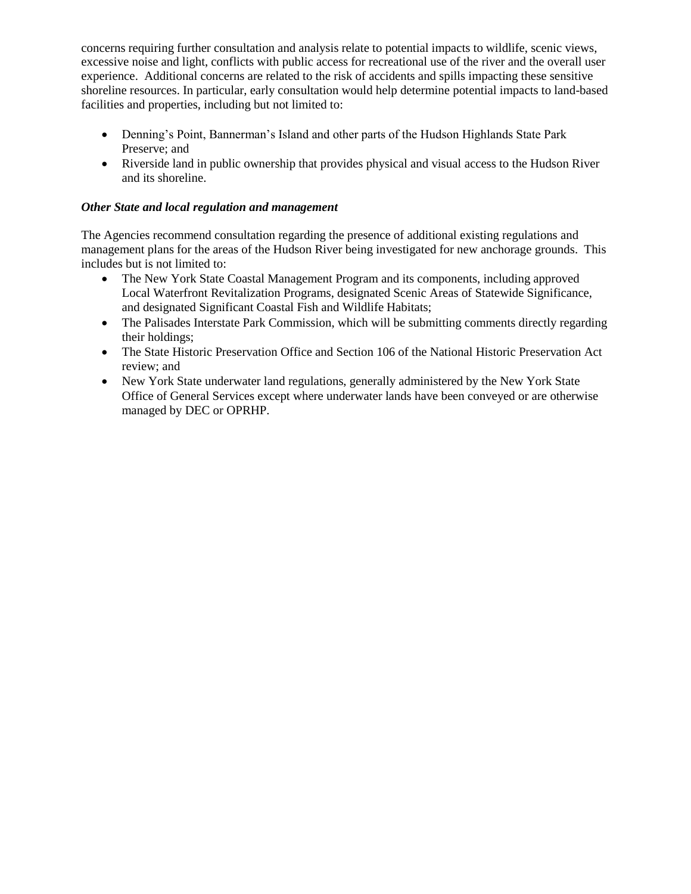concerns requiring further consultation and analysis relate to potential impacts to wildlife, scenic views, excessive noise and light, conflicts with public access for recreational use of the river and the overall user experience. Additional concerns are related to the risk of accidents and spills impacting these sensitive shoreline resources. In particular, early consultation would help determine potential impacts to land-based facilities and properties, including but not limited to:

- Denning's Point, Bannerman's Island and other parts of the Hudson Highlands State Park Preserve; and
- Riverside land in public ownership that provides physical and visual access to the Hudson River and its shoreline.

***Other State and local regulation and management***

The Agencies recommend consultation regarding the presence of additional existing regulations and management plans for the areas of the Hudson River being investigated for new anchorage grounds. This includes but is not limited to:

- The New York State Coastal Management Program and its components, including approved Local Waterfront Revitalization Programs, designated Scenic Areas of Statewide Significance, and designated Significant Coastal Fish and Wildlife Habitats;
- The Palisades Interstate Park Commission, which will be submitting comments directly regarding their holdings;
- The State Historic Preservation Office and Section 106 of the National Historic Preservation Act review; and
- New York State underwater land regulations, generally administered by the New York State Office of General Services except where underwater lands have been conveyed or are otherwise managed by DEC or OPRHP.